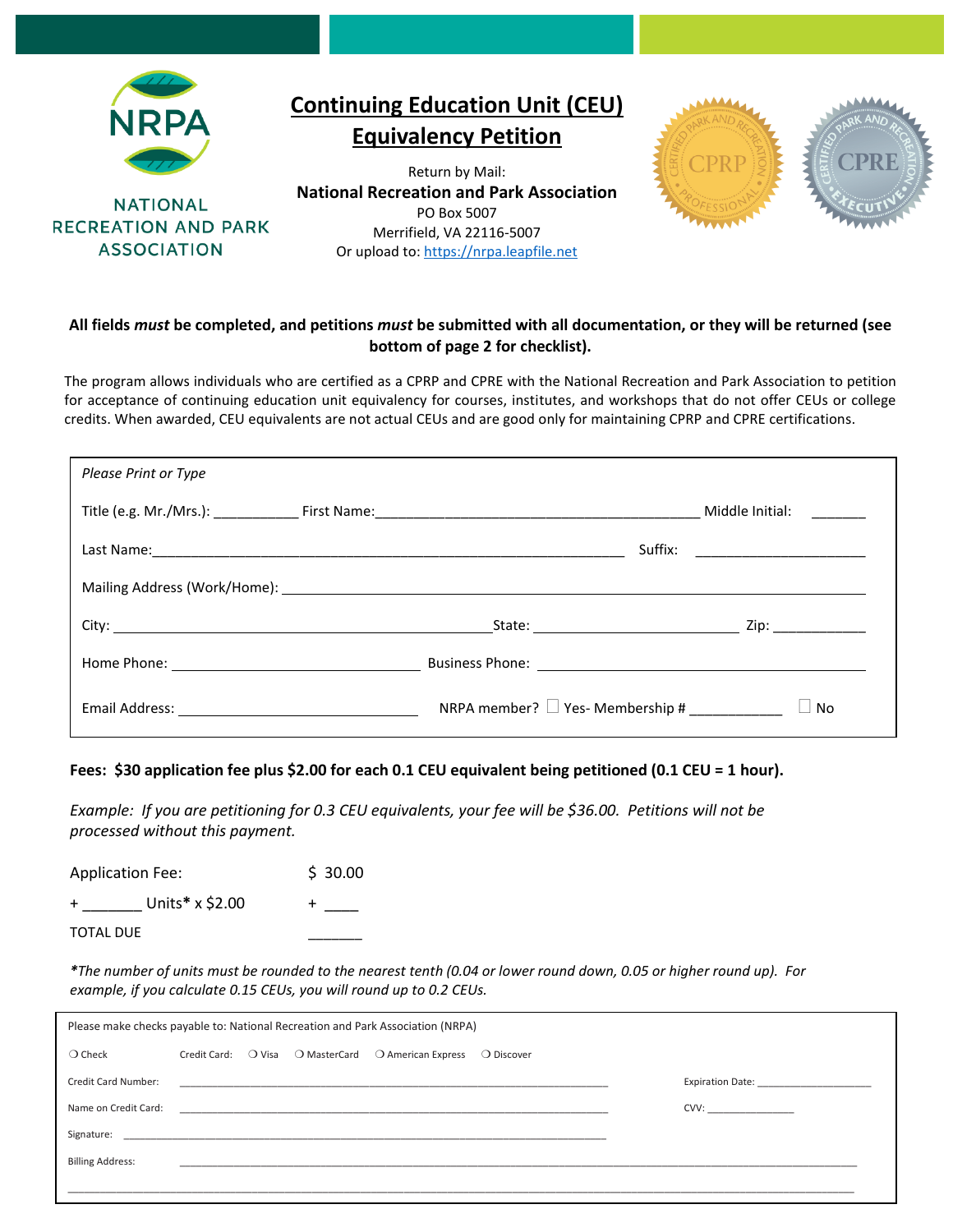NATIONAL RECREATION AND PARK ASSOCIATION

# Continuing Education Unit (CEU) Equivalency Petition

Return by Mail:
**National Recreation and Park Association**
PO Box 5007
Merrifield, VA 22116-5007
Or upload to: https://nrpa.leapfile.net

**All fields *must* be completed, and petitions *must* be submitted with all documentation, or they will be returned (see bottom of page 2 for checklist).**

The program allows individuals who are certified as a CPRP and CPRE with the National Recreation and Park Association to petition for acceptance of continuing education unit equivalency for courses, institutes, and workshops that do not offer CEUs or college credits. When awarded, CEU equivalents are not actual CEUs and are good only for maintaining CPRP and CPRE certifications.

*Please Print or Type*

Title (e.g. Mr./Mrs.): ___________ First Name: ___________ Middle Initial: _______

Last Name: ___________ Suffix: ___________

Mailing Address (Work/Home): ___________

City: ___________ State: ___________ Zip: ___________

Home Phone: ___________ Business Phone: ___________

Email Address: ___________ NRPA member? ☐ Yes- Membership # ___________ ☐ No

**Fees: $30 application fee plus $2.00 for each 0.1 CEU equivalent being petitioned (0.1 CEU = 1 hour).**

*Example: If you are petitioning for 0.3 CEU equivalents, your fee will be $36.00. Petitions will not be processed without this payment.*

Application Fee: $ 30.00

+ _______ Units* x $2.00 + ____

TOTAL DUE _______

****The number of units must be rounded to the nearest tenth (0.04 or lower round down, 0.05 or higher round up). For example, if you calculate 0.15 CEUs, you will round up to 0.2 CEUs.*

Please make checks payable to: National Recreation and Park Association (NRPA)

❍ Check Credit Card: ❍ Visa ❍ MasterCard ❍ American Express ❍ Discover

Credit Card Number: ___________ Expiration Date: ___________

Name on Credit Card: ___________ CVV: ___________

Signature: ___________

Billing Address: ___________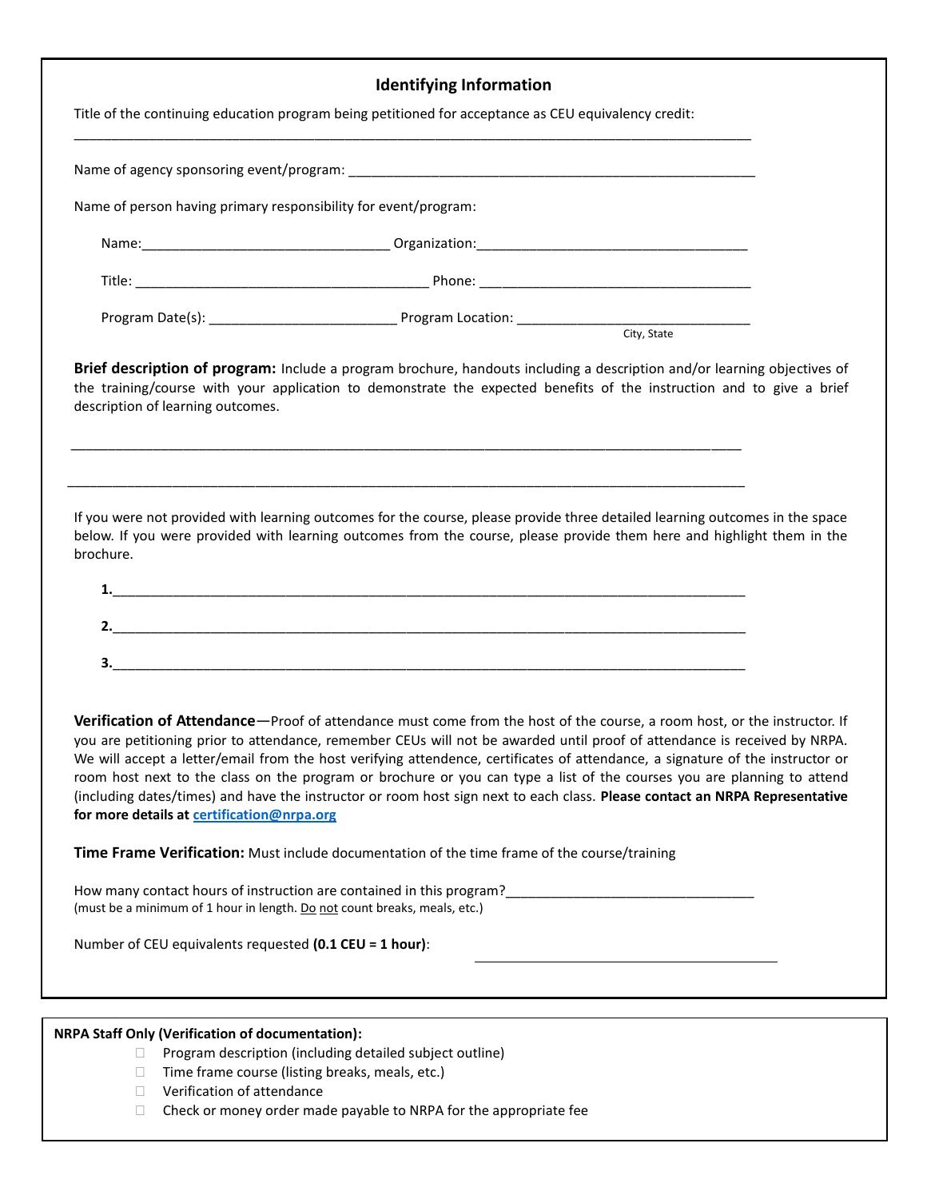## Identifying Information

Title of the continuing education program being petitioned for acceptance as CEU equivalency credit:

_______________________________________________________________________________________

Name of agency sponsoring event/program: _____________________________________________________

Name of person having primary responsibility for event/program:

Name:_______________________________ Organization:___________________________________

Title: ____________________________________ Phone: __________________________________

Program Date(s): ________________________ Program Location: ______________________________
City, State

**Brief description of program:** Include a program brochure, handouts including a description and/or learning objectives of the training/course with your application to demonstrate the expected benefits of the instruction and to give a brief description of learning outcomes.

_______________________________________________________________________________________

_______________________________________________________________________________________

If you were not provided with learning outcomes for the course, please provide three detailed learning outcomes in the space below. If you were provided with learning outcomes from the course, please provide them here and highlight them in the brochure.

**1.**_________________________________________________________________________________

**2.**_________________________________________________________________________________

**3.**_________________________________________________________________________________

**Verification of Attendance**—Proof of attendance must come from the host of the course, a room host, or the instructor. If you are petitioning prior to attendance, remember CEUs will not be awarded until proof of attendance is received by NRPA. We will accept a letter/email from the host verifying attendence, certificates of attendance, a signature of the instructor or room host next to the class on the program or brochure or you can type a list of the courses you are planning to attend (including dates/times) and have the instructor or room host sign next to each class. **Please contact an NRPA Representative for more details at certification@nrpa.org**

**Time Frame Verification:** Must include documentation of the time frame of the course/training

How many contact hours of instruction are contained in this program?_______________________________
(must be a minimum of 1 hour in length. Do not count breaks, meals, etc.)

Number of CEU equivalents requested **(0.1 CEU = 1 hour)**: ____________________________________

**NRPA Staff Only (Verification of documentation):**

- ☐ Program description (including detailed subject outline)
- ☐ Time frame course (listing breaks, meals, etc.)
- ☐ Verification of attendance
- ☐ Check or money order made payable to NRPA for the appropriate fee